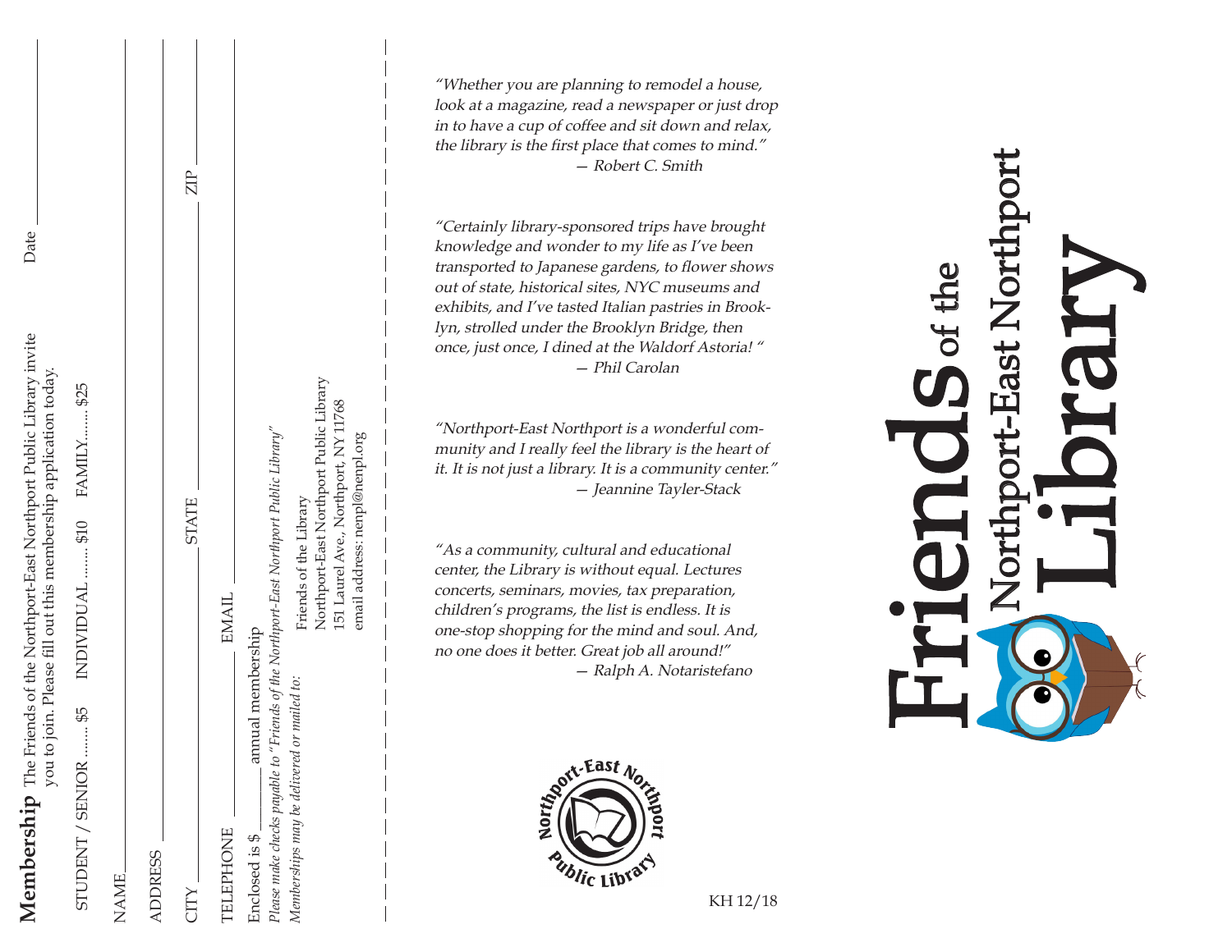**Membership** The Friends of the Northport-East Northport Public Library invite you to join. Please fill out this membership application today.

Date ____________

STUDENT / SENIOR ......... $5  INDIVIDUAL ......... $10  FAMILY......... $25

NAME ____________

ADDRESS ____________

CITY ____________ STATE ____________ ZIP ____________

TELEPHONE ____________ EMAIL ____________

Enclosed is $ ________ annual membership

*Please make checks payable to "Friends of the Northport-East Northport Public Library"*

*Memberships may be delivered or mailed to:*

Friends of the Library
Northport-East Northport Public Library
151 Laurel Ave., Northport, NY 11768
email address: nenpl@nenpl.org

---

*"Whether you are planning to remodel a house, look at a magazine, read a newspaper or just drop in to have a cup of coffee and sit down and relax, the library is the first place that comes to mind."*
*— Robert C. Smith*

*"Certainly library-sponsored trips have brought knowledge and wonder to my life as I've been transported to Japanese gardens, to flower shows out of state, historical sites, NYC museums and exhibits, and I've tasted Italian pastries in Brooklyn, strolled under the Brooklyn Bridge, then once, just once, I dined at the Waldorf Astoria! "*
*— Phil Carolan*

*"Northport-East Northport is a wonderful community and I really feel the library is the heart of it. It is not just a library. It is a community center."*
*— Jeannine Tayler-Stack*

*"As a community, cultural and educational center, the Library is without equal. Lectures concerts, seminars, movies, tax preparation, children's programs, the list is endless. It is one-stop shopping for the mind and soul. And, no one does it better. Great job all around!"*
*— Ralph A. Notaristefano*

Northport-East Northport Public Library

KH 12/18

---

# Friends of the Northport-East Northport Library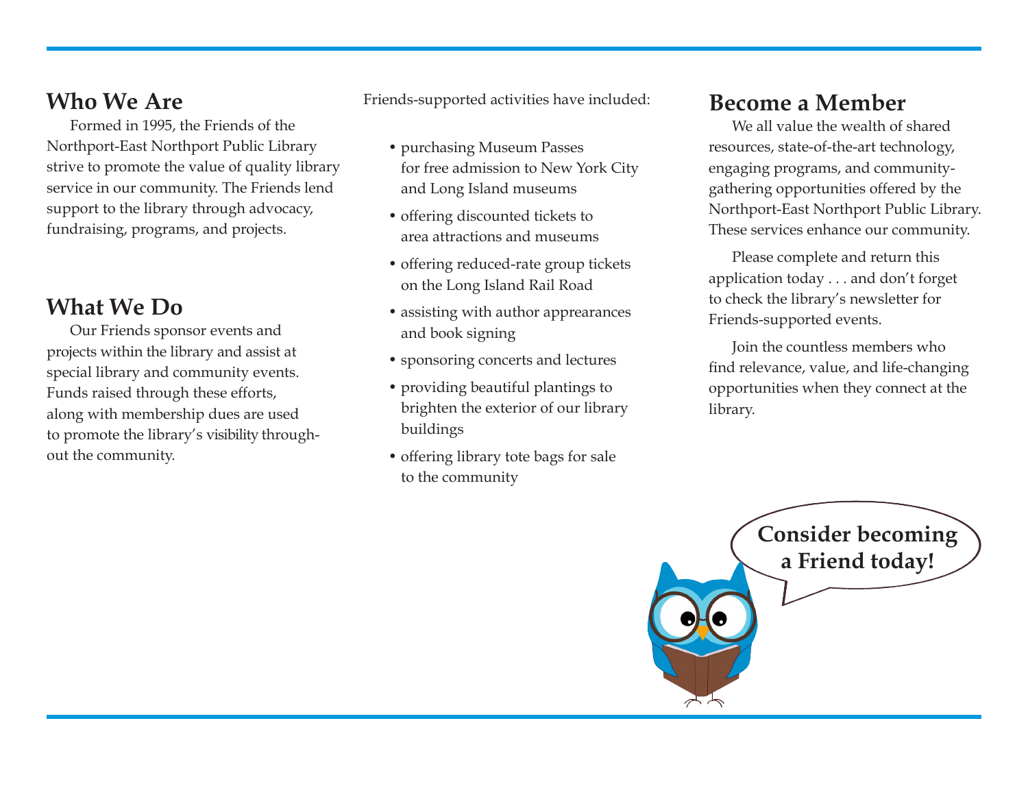## Who We Are

Formed in 1995, the Friends of the Northport-East Northport Public Library strive to promote the value of quality library service in our community. The Friends lend support to the library through advocacy, fundraising, programs, and projects.

## What We Do

Our Friends sponsor events and projects within the library and assist at special library and community events. Funds raised through these efforts, along with membership dues are used to promote the library's visibility throughout the community.

Friends-supported activities have included:

- purchasing Museum Passes for free admission to New York City and Long Island museums
- offering discounted tickets to area attractions and museums
- offering reduced-rate group tickets on the Long Island Rail Road
- assisting with author appearances and book signing
- sponsoring concerts and lectures
- providing beautiful plantings to brighten the exterior of our library buildings
- offering library tote bags for sale to the community

## Become a Member

We all value the wealth of shared resources, state-of-the-art technology, engaging programs, and community-gathering opportunities offered by the Northport-East Northport Public Library. These services enhance our community.

Please complete and return this application today . . . and don't forget to check the library's newsletter for Friends-supported events.

Join the countless members who find relevance, value, and life-changing opportunities when they connect at the library.

**Consider becoming a Friend today!**